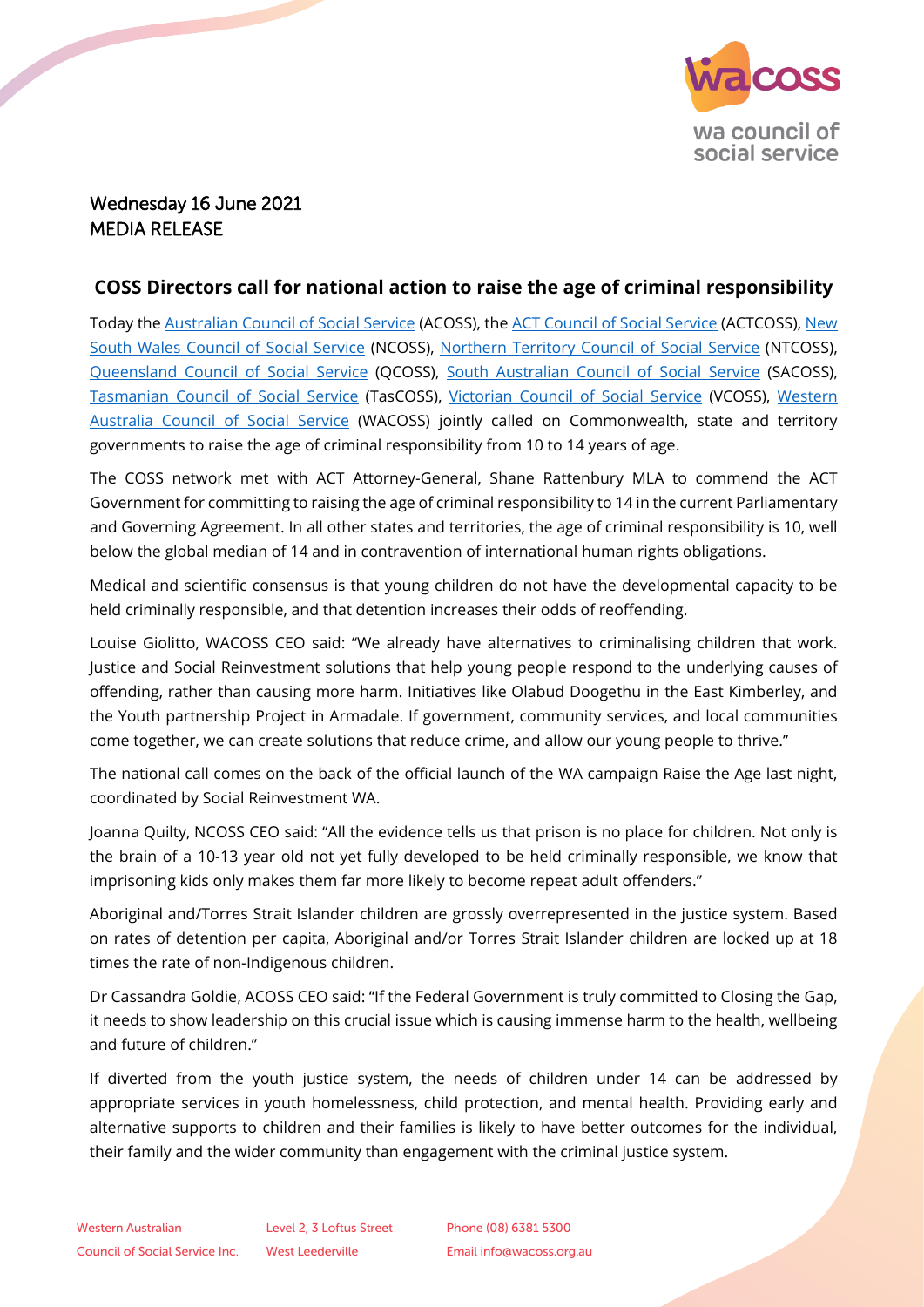Wednesday 16 June 2021
MEDIA RELEASE

## COSS Directors call for national action to raise the age of criminal responsibility

Today the Australian Council of Social Service (ACOSS), the ACT Council of Social Service (ACTCOSS), New South Wales Council of Social Service (NCOSS), Northern Territory Council of Social Service (NTCOSS), Queensland Council of Social Service (QCOSS), South Australian Council of Social Service (SACOSS), Tasmanian Council of Social Service (TasCOSS), Victorian Council of Social Service (VCOSS), Western Australia Council of Social Service (WACOSS) jointly called on Commonwealth, state and territory governments to raise the age of criminal responsibility from 10 to 14 years of age.

The COSS network met with ACT Attorney-General, Shane Rattenbury MLA to commend the ACT Government for committing to raising the age of criminal responsibility to 14 in the current Parliamentary and Governing Agreement. In all other states and territories, the age of criminal responsibility is 10, well below the global median of 14 and in contravention of international human rights obligations.

Medical and scientific consensus is that young children do not have the developmental capacity to be held criminally responsible, and that detention increases their odds of reoffending.

Louise Giolitto, WACOSS CEO said: "We already have alternatives to criminalising children that work. Justice and Social Reinvestment solutions that help young people respond to the underlying causes of offending, rather than causing more harm. Initiatives like Olabud Doogethu in the East Kimberley, and the Youth partnership Project in Armadale. If government, community services, and local communities come together, we can create solutions that reduce crime, and allow our young people to thrive."

The national call comes on the back of the official launch of the WA campaign Raise the Age last night, coordinated by Social Reinvestment WA.

Joanna Quilty, NCOSS CEO said: "All the evidence tells us that prison is no place for children. Not only is the brain of a 10-13 year old not yet fully developed to be held criminally responsible, we know that imprisoning kids only makes them far more likely to become repeat adult offenders."

Aboriginal and/Torres Strait Islander children are grossly overrepresented in the justice system. Based on rates of detention per capita, Aboriginal and/or Torres Strait Islander children are locked up at 18 times the rate of non-Indigenous children.

Dr Cassandra Goldie, ACOSS CEO said: "If the Federal Government is truly committed to Closing the Gap, it needs to show leadership on this crucial issue which is causing immense harm to the health, wellbeing and future of children."

If diverted from the youth justice system, the needs of children under 14 can be addressed by appropriate services in youth homelessness, child protection, and mental health. Providing early and alternative supports to children and their families is likely to have better outcomes for the individual, their family and the wider community than engagement with the criminal justice system.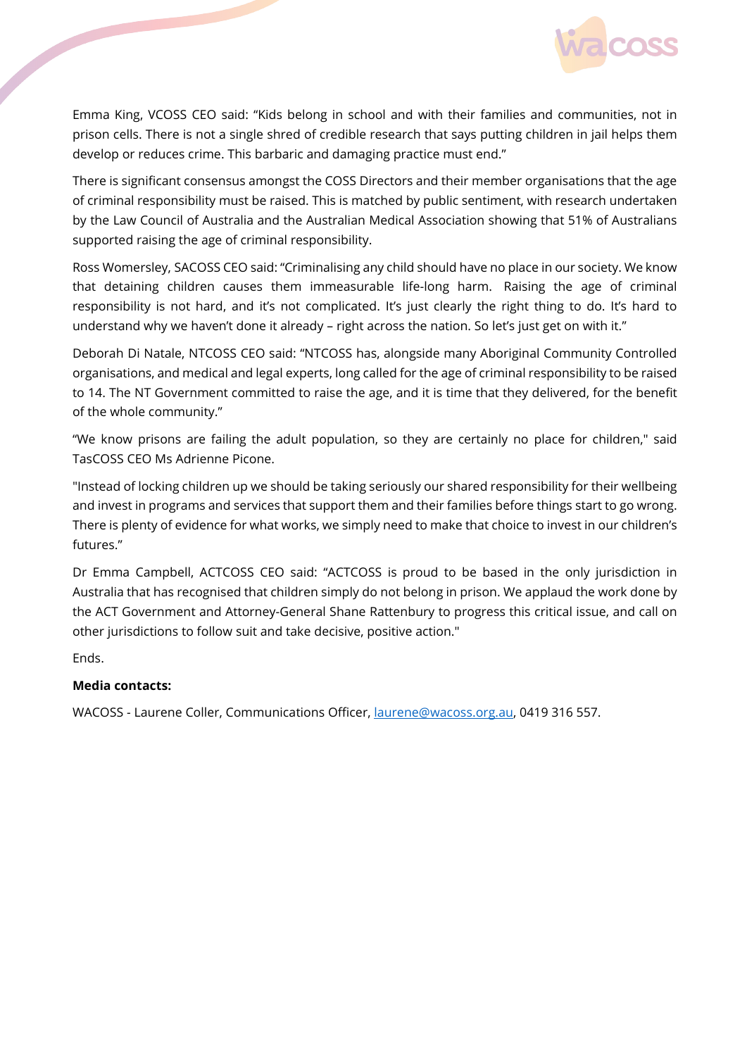Emma King, VCOSS CEO said: “Kids belong in school and with their families and communities, not in prison cells. There is not a single shred of credible research that says putting children in jail helps them develop or reduces crime. This barbaric and damaging practice must end.”

There is significant consensus amongst the COSS Directors and their member organisations that the age of criminal responsibility must be raised. This is matched by public sentiment, with research undertaken by the Law Council of Australia and the Australian Medical Association showing that 51% of Australians supported raising the age of criminal responsibility.

Ross Womersley, SACOSS CEO said: “Criminalising any child should have no place in our society. We know that detaining children causes them immeasurable life-long harm. Raising the age of criminal responsibility is not hard, and it’s not complicated. It’s just clearly the right thing to do. It’s hard to understand why we haven’t done it already – right across the nation. So let’s just get on with it.”

Deborah Di Natale, NTCOSS CEO said: “NTCOSS has, alongside many Aboriginal Community Controlled organisations, and medical and legal experts, long called for the age of criminal responsibility to be raised to 14. The NT Government committed to raise the age, and it is time that they delivered, for the benefit of the whole community.”

“We know prisons are failing the adult population, so they are certainly no place for children," said TasCOSS CEO Ms Adrienne Picone.

"Instead of locking children up we should be taking seriously our shared responsibility for their wellbeing and invest in programs and services that support them and their families before things start to go wrong. There is plenty of evidence for what works, we simply need to make that choice to invest in our children’s futures.”

Dr Emma Campbell, ACTCOSS CEO said: “ACTCOSS is proud to be based in the only jurisdiction in Australia that has recognised that children simply do not belong in prison. We applaud the work done by the ACT Government and Attorney-General Shane Rattenbury to progress this critical issue, and call on other jurisdictions to follow suit and take decisive, positive action."

Ends.

**Media contacts:**

WACOSS - Laurene Coller, Communications Officer, laurene@wacoss.org.au, 0419 316 557.